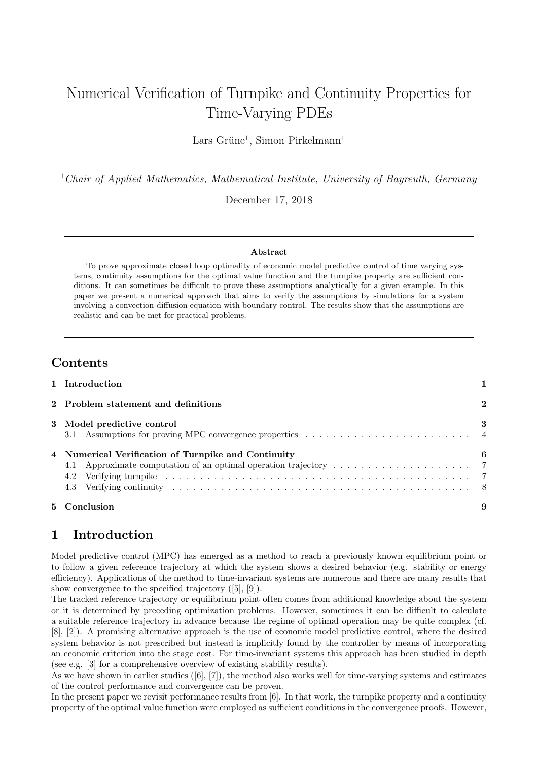# Numerical Verification of Turnpike and Continuity Properties for Time-Varying PDEs

Lars Grüne[1], Simon Pirkelmann[1]

[1]*Chair of Applied Mathematics, Mathematical Institute, University of Bayreuth, Germany*

December 17, 2018

**Abstract**

To prove approximate closed loop optimality of economic model predictive control of time varying systems, continuity assumptions for the optimal value function and the turnpike property are sufficient conditions. It can sometimes be difficult to prove these assumptions analytically for a given example. In this paper we present a numerical approach that aims to verify the assumptions by simulations for a system involving a convection-diffusion equation with boundary control. The results show that the assumptions are realistic and can be met for practical problems.

## Contents

- 1 Introduction — 1
- 2 Problem statement and definitions — 2
- 3 Model predictive control — 3
  - 3.1 Assumptions for proving MPC convergence properties — 4
- 4 Numerical Verification of Turnpike and Continuity — 6
  - 4.1 Approximate computation of an optimal operation trajectory — 7
  - 4.2 Verifying turnpike — 7
  - 4.3 Verifying continuity — 8
- 5 Conclusion — 9

## 1 Introduction

Model predictive control (MPC) has emerged as a method to reach a previously known equilibrium point or to follow a given reference trajectory at which the system shows a desired behavior (e.g. stability or energy efficiency). Applications of the method to time-invariant systems are numerous and there are many results that show convergence to the specified trajectory ([5], [9]).

The tracked reference trajectory or equilibrium point often comes from additional knowledge about the system or it is determined by preceding optimization problems. However, sometimes it can be difficult to calculate a suitable reference trajectory in advance because the regime of optimal operation may be quite complex (cf. [8], [2]). A promising alternative approach is the use of economic model predictive control, where the desired system behavior is not prescribed but instead is implicitly found by the controller by means of incorporating an economic criterion into the stage cost. For time-invariant systems this approach has been studied in depth (see e.g. [3] for a comprehensive overview of existing stability results).

As we have shown in earlier studies ([6], [7]), the method also works well for time-varying systems and estimates of the control performance and convergence can be proven.

In the present paper we revisit performance results from [6]. In that work, the turnpike property and a continuity property of the optimal value function were employed as sufficient conditions in the convergence proofs. However,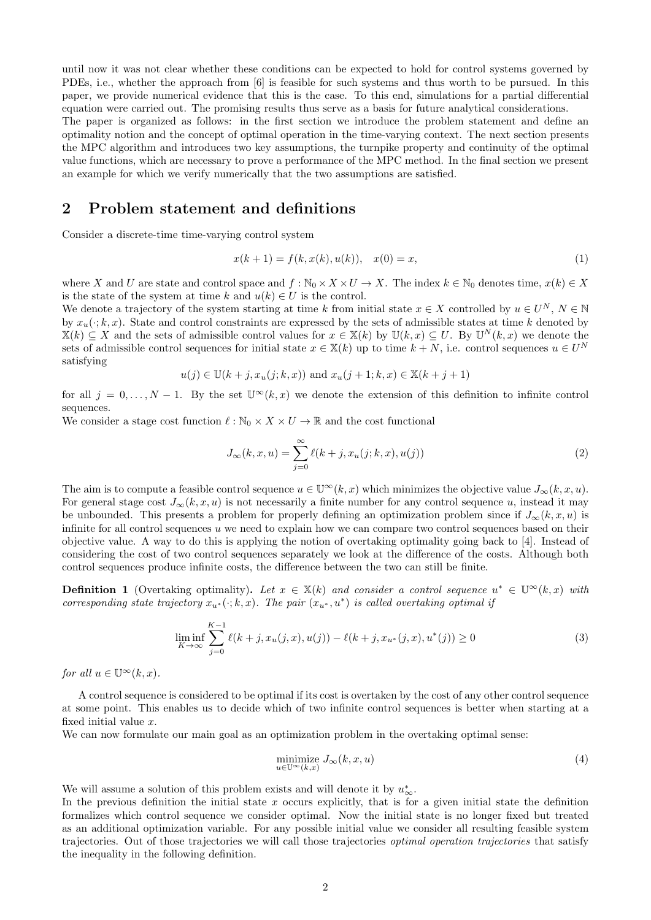until now it was not clear whether these conditions can be expected to hold for control systems governed by PDEs, i.e., whether the approach from [6] is feasible for such systems and thus worth to be pursued. In this paper, we provide numerical evidence that this is the case. To this end, simulations for a partial differential equation were carried out. The promising results thus serve as a basis for future analytical considerations.
The paper is organized as follows: in the first section we introduce the problem statement and define an optimality notion and the concept of optimal operation in the time-varying context. The next section presents the MPC algorithm and introduces two key assumptions, the turnpike property and continuity of the optimal value functions, which are necessary to prove a performance of the MPC method. In the final section we present an example for which we verify numerically that the two assumptions are satisfied.

## 2 Problem statement and definitions

Consider a discrete-time time-varying control system

$$x(k+1) = f(k, x(k), u(k)), \quad x(0) = x, \tag{1}$$

where $X$ and $U$ are state and control space and $f : \mathbb{N}_0 \times X \times U \to X$. The index $k \in \mathbb{N}_0$ denotes time, $x(k) \in X$ is the state of the system at time $k$ and $u(k) \in U$ is the control.
We denote a trajectory of the system starting at time $k$ from initial state $x \in X$ controlled by $u \in U^N$, $N \in \mathbb{N}$ by $x_u(\cdot; k, x)$. State and control constraints are expressed by the sets of admissible states at time $k$ denoted by $\mathbb{X}(k) \subseteq X$ and the sets of admissible control values for $x \in \mathbb{X}(k)$ by $\mathbb{U}(k, x) \subseteq U$. By $\mathbb{U}^N(k, x)$ we denote the sets of admissible control sequences for initial state $x \in \mathbb{X}(k)$ up to time $k+N$, i.e. control sequences $u \in U^N$ satisfying

$$u(j) \in \mathbb{U}(k+j, x_u(j; k, x)) \text{ and } x_u(j+1; k, x) \in \mathbb{X}(k+j+1)$$

for all $j = 0, \ldots, N-1$. By the set $\mathbb{U}^\infty(k, x)$ we denote the extension of this definition to infinite control sequences.
We consider a stage cost function $\ell : \mathbb{N}_0 \times X \times U \to \mathbb{R}$ and the cost functional

$$J_\infty(k, x, u) = \sum_{j=0}^{\infty} \ell(k+j, x_u(j; k, x), u(j)) \tag{2}$$

The aim is to compute a feasible control sequence $u \in \mathbb{U}^\infty(k, x)$ which minimizes the objective value $J_\infty(k, x, u)$. For general stage cost $J_\infty(k, x, u)$ is not necessarily a finite number for any control sequence $u$, instead it may be unbounded. This presents a problem for properly defining an optimization problem since if $J_\infty(k, x, u)$ is infinite for all control sequences $u$ we need to explain how we can compare two control sequences based on their objective value. A way to do this is applying the notion of overtaking optimality going back to [4]. Instead of considering the cost of two control sequences separately we look at the difference of the costs. Although both control sequences produce infinite costs, the difference between the two can still be finite.

**Definition 1** (Overtaking optimality)**.** *Let $x \in \mathbb{X}(k)$ and consider a control sequence $u^* \in \mathbb{U}^\infty(k, x)$ with corresponding state trajectory $x_{u^*}(\cdot; k, x)$. The pair $(x_{u^*}, u^*)$ is called overtaking optimal if*

$$\liminf_{K \to \infty} \sum_{j=0}^{K-1} \ell(k+j, x_u(j, x), u(j)) - \ell(k+j, x_{u^*}(j, x), u^*(j)) \geq 0 \tag{3}$$

*for all $u \in \mathbb{U}^\infty(k, x)$.*

A control sequence is considered to be optimal if its cost is overtaken by the cost of any other control sequence at some point. This enables us to decide which of two infinite control sequences is better when starting at a fixed initial value $x$.
We can now formulate our main goal as an optimization problem in the overtaking optimal sense:

$$\underset{u \in \mathbb{U}^\infty(k,x)}{\text{minimize}} \; J_\infty(k, x, u) \tag{4}$$

We will assume a solution of this problem exists and will denote it by $u^*_\infty$.
In the previous definition the initial state $x$ occurs explicitly, that is for a given initial state the definition formalizes which control sequence we consider optimal. Now the initial state is no longer fixed but treated as an additional optimization variable. For any possible initial value we consider all resulting feasible system trajectories. Out of those trajectories we will call those trajectories *optimal operation trajectories* that satisfy the inequality in the following definition.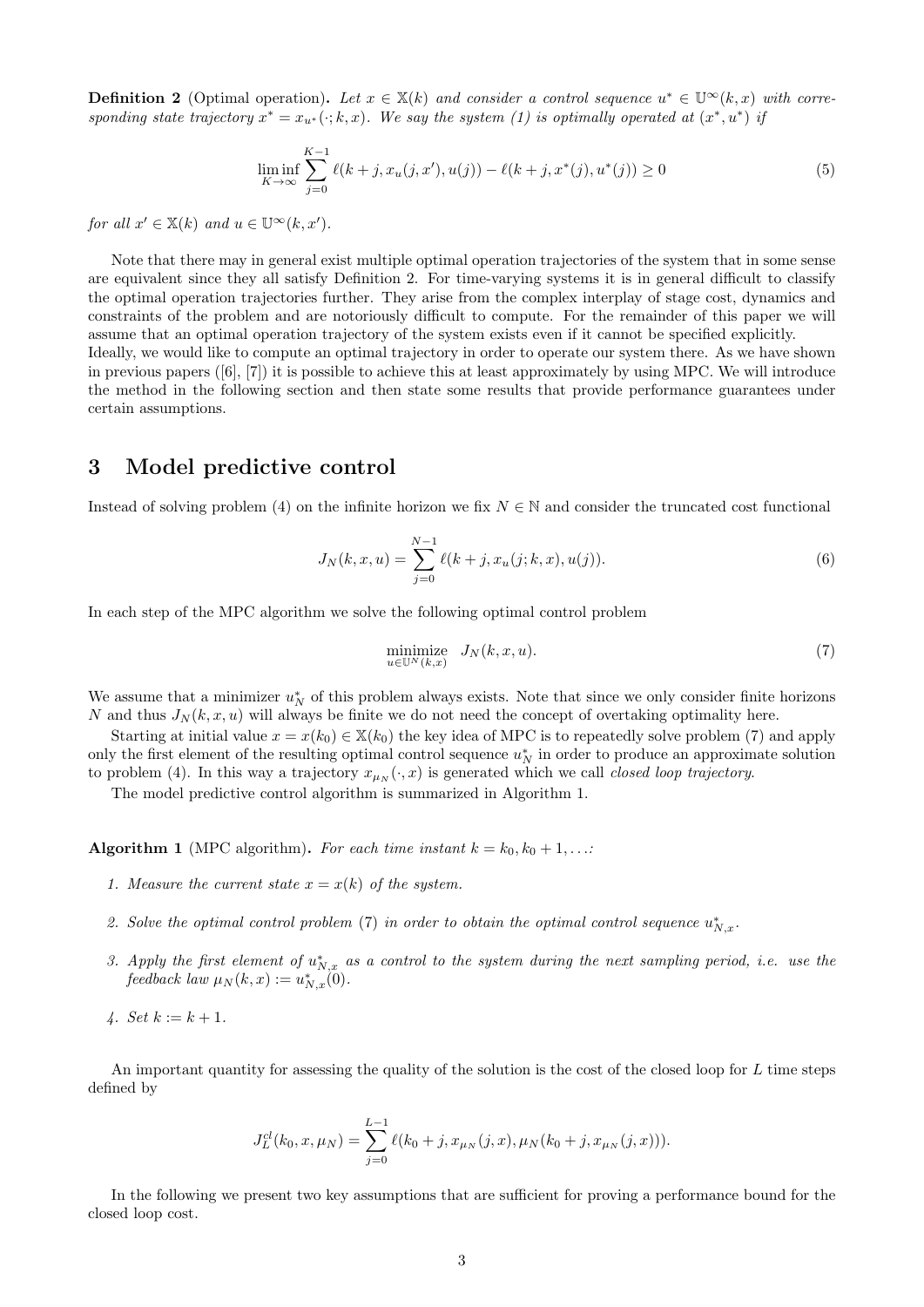**Definition 2** (Optimal operation). *Let $x \in \mathbb{X}(k)$ and consider a control sequence $u^* \in \mathbb{U}^\infty(k,x)$ with corresponding state trajectory $x^* = x_{u^*}(\cdot;k,x)$. We say the system (1) is optimally operated at $(x^*, u^*)$ if*

$$\liminf_{K\to\infty} \sum_{j=0}^{K-1} \ell(k+j, x_u(j,x'), u(j)) - \ell(k+j, x^*(j), u^*(j)) \geq 0 \tag{5}$$

*for all $x' \in \mathbb{X}(k)$ and $u \in \mathbb{U}^\infty(k,x')$.*

Note that there may in general exist multiple optimal operation trajectories of the system that in some sense are equivalent since they all satisfy Definition 2. For time-varying systems it is in general difficult to classify the optimal operation trajectories further. They arise from the complex interplay of stage cost, dynamics and constraints of the problem and are notoriously difficult to compute. For the remainder of this paper we will assume that an optimal operation trajectory of the system exists even if it cannot be specified explicitly.
Ideally, we would like to compute an optimal trajectory in order to operate our system there. As we have shown in previous papers ([6], [7]) it is possible to achieve this at least approximately by using MPC. We will introduce the method in the following section and then state some results that provide performance guarantees under certain assumptions.

# 3 Model predictive control

Instead of solving problem (4) on the infinite horizon we fix $N \in \mathbb{N}$ and consider the truncated cost functional

$$J_N(k,x,u) = \sum_{j=0}^{N-1} \ell(k+j, x_u(j;k,x), u(j)). \tag{6}$$

In each step of the MPC algorithm we solve the following optimal control problem

$$\underset{u\in\mathbb{U}^N(k,x)}{\text{minimize}} \quad J_N(k,x,u). \tag{7}$$

We assume that a minimizer $u_N^*$ of this problem always exists. Note that since we only consider finite horizons $N$ and thus $J_N(k,x,u)$ will always be finite we do not need the concept of overtaking optimality here.

Starting at initial value $x = x(k_0) \in \mathbb{X}(k_0)$ the key idea of MPC is to repeatedly solve problem (7) and apply only the first element of the resulting optimal control sequence $u_N^*$ in order to produce an approximate solution to problem (4). In this way a trajectory $x_{\mu_N}(\cdot,x)$ is generated which we call *closed loop trajectory*.

The model predictive control algorithm is summarized in Algorithm 1.

**Algorithm 1** (MPC algorithm). *For each time instant $k = k_0, k_0+1, \ldots$:*

1. *Measure the current state $x = x(k)$ of the system.*
2. *Solve the optimal control problem (7) in order to obtain the optimal control sequence $u_{N,x}^*$.*
3. *Apply the first element of $u_{N,x}^*$ as a control to the system during the next sampling period, i.e. use the feedback law $\mu_N(k,x) := u_{N,x}^*(0)$.*
4. *Set $k := k+1$.*

An important quantity for assessing the quality of the solution is the cost of the closed loop for $L$ time steps defined by

$$J_L^{cl}(k_0, x, \mu_N) = \sum_{j=0}^{L-1} \ell(k_0+j, x_{\mu_N}(j,x), \mu_N(k_0+j, x_{\mu_N}(j,x))).$$

In the following we present two key assumptions that are sufficient for proving a performance bound for the closed loop cost.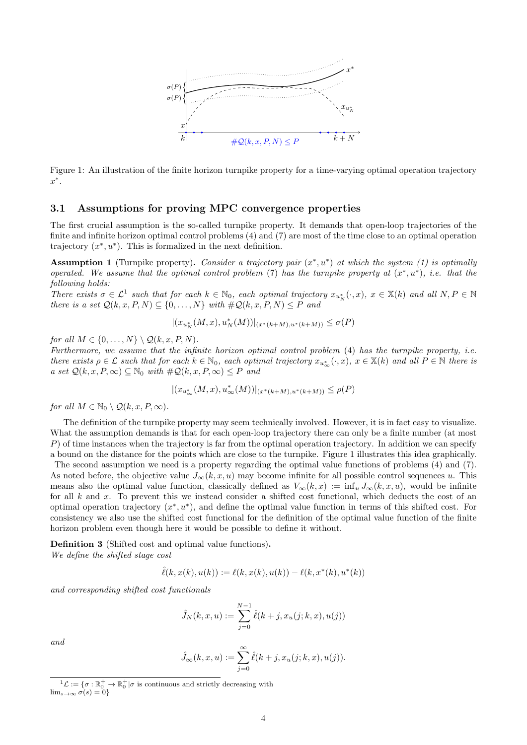Figure 1: An illustration of the finite horizon turnpike property for a time-varying optimal operation trajectory $x^*$.

### 3.1 Assumptions for proving MPC convergence properties

The first crucial assumption is the so-called turnpike property. It demands that open-loop trajectories of the finite and infinite horizon optimal control problems (4) and (7) are most of the time close to an optimal operation trajectory $(x^*, u^*)$. This is formalized in the next definition.

**Assumption 1** (Turnpike property)**.** *Consider a trajectory pair $(x^*, u^*)$ at which the system (1) is optimally operated. We assume that the optimal control problem (7) has the turnpike property at $(x^*, u^*)$, i.e. that the following holds:*
*There exists $\sigma \in \mathcal{L}$[1] such that for each $k \in \mathbb{N}_0$, each optimal trajectory $x_{u_N^*}(\cdot, x)$, $x \in \mathbb{X}(k)$ and all $N, P \in \mathbb{N}$ there is a set $\mathcal{Q}(k, x, P, N) \subseteq \{0, \ldots, N\}$ with $\#\mathcal{Q}(k, x, P, N) \leq P$ and*

$$|(x_{u_N^*}(M, x), u_N^*(M))|_{(x^*(k+M), u^*(k+M))} \leq \sigma(P)$$

*for all $M \in \{0, \ldots, N\} \setminus \mathcal{Q}(k, x, P, N)$.*
*Furthermore, we assume that the infinite horizon optimal control problem (4) has the turnpike property, i.e. there exists $\rho \in \mathcal{L}$ such that for each $k \in \mathbb{N}_0$, each optimal trajectory $x_{u_\infty^*}(\cdot, x)$, $x \in \mathbb{X}(k)$ and all $P \in \mathbb{N}$ there is a set $\mathcal{Q}(k, x, P, \infty) \subseteq \mathbb{N}_0$ with $\#\mathcal{Q}(k, x, P, \infty) \leq P$ and*

$$|(x_{u_\infty^*}(M, x), u_\infty^*(M))|_{(x^*(k+M), u^*(k+M))} \leq \rho(P)$$

*for all $M \in \mathbb{N}_0 \setminus \mathcal{Q}(k, x, P, \infty)$.*

The definition of the turnpike property may seem technically involved. However, it is in fact easy to visualize. What the assumption demands is that for each open-loop trajectory there can only be a finite number (at most $P$) of time instances when the trajectory is far from the optimal operation trajectory. In addition we can specify a bound on the distance for the points which are close to the turnpike. Figure 1 illustrates this idea graphically.
The second assumption we need is a property regarding the optimal value functions of problems (4) and (7). As noted before, the objective value $J_\infty(k, x, u)$ may become infinite for all possible control sequences $u$. This means also the optimal value function, classically defined as $V_\infty(k, x) := \inf_u J_\infty(k, x, u)$, would be infinite for all $k$ and $x$. To prevent this we instead consider a shifted cost functional, which deducts the cost of an optimal operation trajectory $(x^*, u^*)$, and define the optimal value function in terms of this shifted cost. For consistency we also use the shifted cost functional for the definition of the optimal value function of the finite horizon problem even though here it would be possible to define it without.

**Definition 3** (Shifted cost and optimal value functions)**.**
*We define the shifted stage cost*

$$\hat{\ell}(k, x(k), u(k)) := \ell(k, x(k), u(k)) - \ell(k, x^*(k), u^*(k))$$

*and corresponding shifted cost functionals*

$$\hat{J}_N(k, x, u) := \sum_{j=0}^{N-1} \hat{\ell}(k + j, x_u(j; k, x), u(j))$$

*and*

$$\hat{J}_\infty(k, x, u) := \sum_{j=0}^{\infty} \hat{\ell}(k + j, x_u(j; k, x), u(j)).$$

[1] $\mathcal{L} := \{\sigma : \mathbb{R}_0^+ \to \mathbb{R}_0^+ | \sigma$ is continuous and strictly decreasing with $\lim_{s\to\infty} \sigma(s) = 0\}$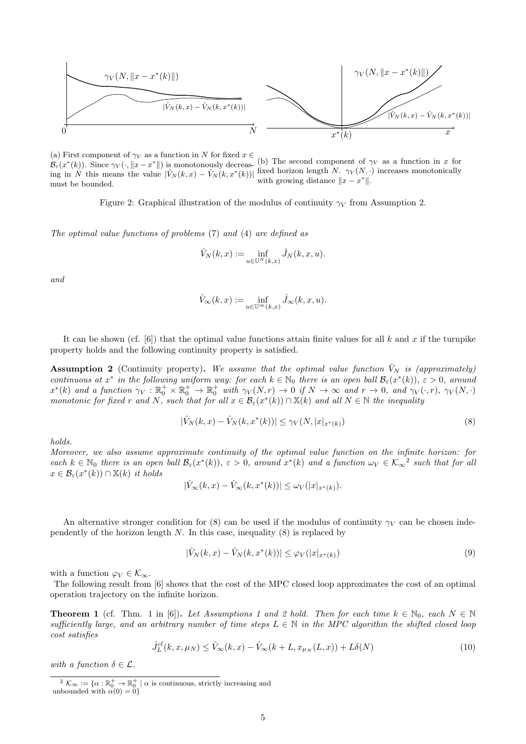(a) First component of $\gamma_V$ as a function in $N$ for fixed $x \in \mathcal{B}_\varepsilon(x^*(k))$. Since $\gamma_V(\cdot, \|x - x^*\|)$ is monotonously decreasing in $N$ this means the value $|\hat{V}_N(k,x) - \hat{V}_N(k,x^*(k))|$ must be bounded.

(b) The second component of $\gamma_V$ as a function in $x$ for fixed horizon length $N$. $\gamma_V(N, \cdot)$ increases monotonically with growing distance $\|x - x^*\|$.

Figure 2: Graphical illustration of the modulus of continuity $\gamma_V$ from Assumption 2.

*The optimal value functions of problems* (7) *and* (4) *are defined as*

$$\hat{V}_N(k,x) := \inf_{u \in \mathbb{U}^N(k,x)} \hat{J}_N(k,x,u).$$

*and*

$$\hat{V}_\infty(k,x) := \inf_{u \in \mathbb{U}^\infty(k,x)} \hat{J}_\infty(k,x,u).$$

It can be shown (cf. [6]) that the optimal value functions attain finite values for all $k$ and $x$ if the turnpike property holds and the following continuity property is satisfied.

**Assumption 2** (Continuity property)**.** *We assume that the optimal value function $\hat{V}_N$ is (approximately) continuous at $x^*$ in the following uniform way: for each $k \in \mathbb{N}_0$ there is an open ball $\mathcal{B}_\varepsilon(x^*(k))$, $\varepsilon > 0$, around $x^*(k)$ and a function $\gamma_V : \mathbb{R}_0^+ \times \mathbb{R}_0^+ \to \mathbb{R}_0^+$ with $\gamma_V(N,r) \to 0$ if $N \to \infty$ and $r \to 0$, and $\gamma_V(\cdot, r)$, $\gamma_V(N, \cdot)$ monotonic for fixed $r$ and $N$, such that for all $x \in \mathcal{B}_\varepsilon(x^*(k)) \cap \mathbb{X}(k)$ and all $N \in \mathbb{N}$ the inequality*

$$|\hat{V}_N(k,x) - \hat{V}_N(k,x^*(k))| \leq \gamma_V(N, |x|_{x^*(k)}) \tag{8}$$

*holds.*
*Moreover, we also assume approximate continuity of the optimal value function on the infinite horizon: for each $k \in \mathbb{N}_0$ there is an open ball $\mathcal{B}_\varepsilon(x^*(k))$, $\varepsilon > 0$, around $x^*(k)$ and a function $\omega_V \in \mathcal{K}_\infty$[2] such that for all $x \in \mathcal{B}_\varepsilon(x^*(k)) \cap \mathbb{X}(k)$ it holds*

$$|\hat{V}_\infty(k,x) - \hat{V}_\infty(k,x^*(k))| \leq \omega_V(|x|_{x^*(k)}).$$

An alternative stronger condition for (8) can be used if the modulus of continuity $\gamma_V$ can be chosen independently of the horizon length $N$. In this case, inequality (8) is replaced by

$$|\hat{V}_N(k,x) - \hat{V}_N(k,x^*(k))| \leq \varphi_V(|x|_{x^*(k)}) \tag{9}$$

with a function $\varphi_V \in \mathcal{K}_\infty$.
The following result from [6] shows that the cost of the MPC closed loop approximates the cost of an optimal operation trajectory on the infinite horizon.

**Theorem 1** (cf. Thm. 1 in [6])**.** *Let Assumptions 1 and 2 hold. Then for each time $k \in \mathbb{N}_0$, each $N \in \mathbb{N}$ sufficiently large, and an arbitrary number of time steps $L \in \mathbb{N}$ in the MPC algorithm the shifted closed loop cost satisfies*

$$\hat{J}_L^{cl}(k,x,\mu_N) \leq \hat{V}_\infty(k,x) - \hat{V}_\infty(k+L, x_{\mu_N}(L,x)) + L\delta(N) \tag{10}$$

*with a function $\delta \in \mathcal{L}$.*

[2] $\mathcal{K}_\infty := \{\alpha : \mathbb{R}_0^+ \to \mathbb{R}_0^+ \mid \alpha$ is continuous, strictly increasing and unbounded with $\alpha(0) = 0\}$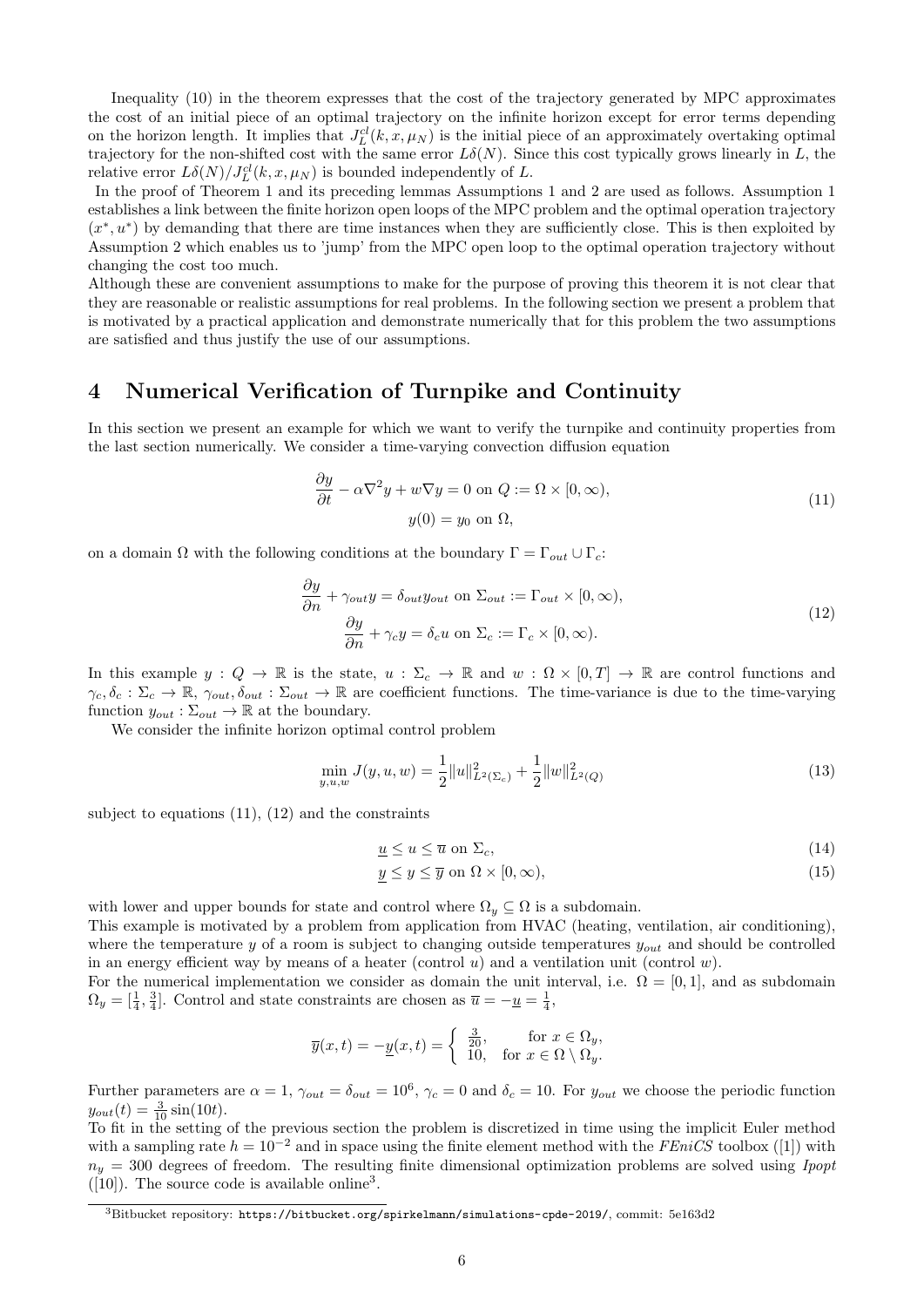Inequality (10) in the theorem expresses that the cost of the trajectory generated by MPC approximates the cost of an initial piece of an optimal trajectory on the infinite horizon except for error terms depending on the horizon length. It implies that $J_L^{cl}(k, x, \mu_N)$ is the initial piece of an approximately overtaking optimal trajectory for the non-shifted cost with the same error $L\delta(N)$. Since this cost typically grows linearly in $L$, the relative error $L\delta(N)/J_L^{cl}(k, x, \mu_N)$ is bounded independently of $L$.

In the proof of Theorem 1 and its preceding lemmas Assumptions 1 and 2 are used as follows. Assumption 1 establishes a link between the finite horizon open loops of the MPC problem and the optimal operation trajectory $(x^*, u^*)$ by demanding that there are time instances when they are sufficiently close. This is then exploited by Assumption 2 which enables us to 'jump' from the MPC open loop to the optimal operation trajectory without changing the cost too much.

Although these are convenient assumptions to make for the purpose of proving this theorem it is not clear that they are reasonable or realistic assumptions for real problems. In the following section we present a problem that is motivated by a practical application and demonstrate numerically that for this problem the two assumptions are satisfied and thus justify the use of our assumptions.

## 4 Numerical Verification of Turnpike and Continuity

In this section we present an example for which we want to verify the turnpike and continuity properties from the last section numerically. We consider a time-varying convection diffusion equation

$$
\begin{aligned}
\frac{\partial y}{\partial t} - \alpha \nabla^2 y + w \nabla y = 0 \text{ on } Q := \Omega \times [0, \infty), \\
y(0) = y_0 \text{ on } \Omega,
\end{aligned}
\tag{11}
$$

on a domain $\Omega$ with the following conditions at the boundary $\Gamma = \Gamma_{out} \cup \Gamma_c$:

$$
\begin{aligned}
\frac{\partial y}{\partial n} + \gamma_{out} y = \delta_{out} y_{out} \text{ on } \Sigma_{out} := \Gamma_{out} \times [0, \infty), \\
\frac{\partial y}{\partial n} + \gamma_c y = \delta_c u \text{ on } \Sigma_c := \Gamma_c \times [0, \infty).
\end{aligned}
\tag{12}
$$

In this example $y : Q \to \mathbb{R}$ is the state, $u : \Sigma_c \to \mathbb{R}$ and $w : \Omega \times [0, T] \to \mathbb{R}$ are control functions and $\gamma_c, \delta_c : \Sigma_c \to \mathbb{R}$, $\gamma_{out}, \delta_{out} : \Sigma_{out} \to \mathbb{R}$ are coefficient functions. The time-variance is due to the time-varying function $y_{out} : \Sigma_{out} \to \mathbb{R}$ at the boundary.

We consider the infinite horizon optimal control problem

$$
\min_{y,u,w} J(y, u, w) = \frac{1}{2} \|u\|^2_{L^2(\Sigma_c)} + \frac{1}{2} \|w\|^2_{L^2(Q)}
\tag{13}
$$

subject to equations (11), (12) and the constraints

$$
\underline{u} \leq u \leq \overline{u} \text{ on } \Sigma_c,
\tag{14}
$$

$$
\underline{y} \leq y \leq \overline{y} \text{ on } \Omega \times [0, \infty),
\tag{15}
$$

with lower and upper bounds for state and control where $\Omega_y \subseteq \Omega$ is a subdomain.

This example is motivated by a problem from application from HVAC (heating, ventilation, air conditioning), where the temperature $y$ of a room is subject to changing outside temperatures $y_{out}$ and should be controlled in an energy efficient way by means of a heater (control $u$) and a ventilation unit (control $w$).

For the numerical implementation we consider as domain the unit interval, i.e. $\Omega = [0, 1]$, and as subdomain $\Omega_y = [\frac{1}{4}, \frac{3}{4}]$. Control and state constraints are chosen as $\overline{u} = -\underline{u} = \frac{1}{4}$,

$$
\overline{y}(x, t) = -\underline{y}(x, t) = \begin{cases} \frac{3}{20}, & \text{for } x \in \Omega_y, \\ 10, & \text{for } x \in \Omega \setminus \Omega_y. \end{cases}
$$

Further parameters are $\alpha = 1$, $\gamma_{out} = \delta_{out} = 10^6$, $\gamma_c = 0$ and $\delta_c = 10$. For $y_{out}$ we choose the periodic function $y_{out}(t) = \frac{3}{10} \sin(10t)$.

To fit in the setting of the previous section the problem is discretized in time using the implicit Euler method with a sampling rate $h = 10^{-2}$ and in space using the finite element method with the *FEniCS* toolbox ([1]) with $n_y = 300$ degrees of freedom. The resulting finite dimensional optimization problems are solved using *Ipopt* ([10]). The source code is available online[3].

[3] Bitbucket repository: https://bitbucket.org/spirkelmann/simulations-cpde-2019/, commit: 5e163d2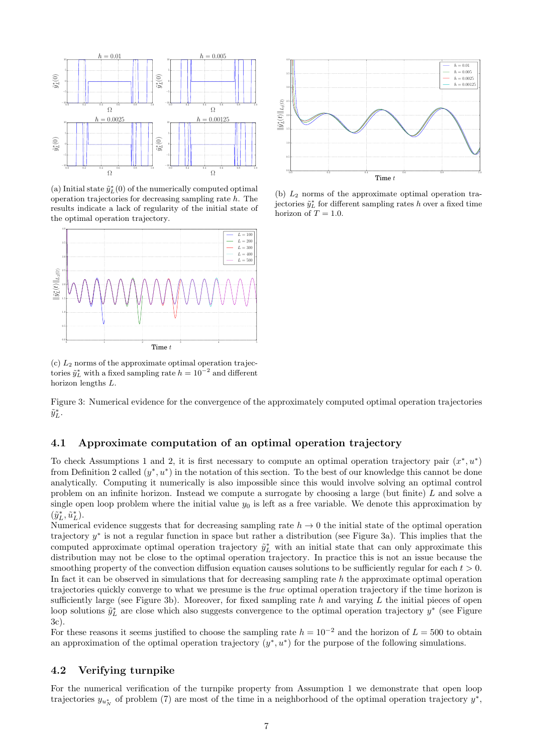(a) Initial state $\tilde{y}_L^*(0)$ of the numerically computed optimal operation trajectories for decreasing sampling rate $h$. The results indicate a lack of regularity of the initial state of the optimal operation trajectory.

(b) $L_2$ norms of the approximate optimal operation trajectories $\tilde{y}_L^*$ for different sampling rates $h$ over a fixed time horizon of $T = 1.0$.

(c) $L_2$ norms of the approximate optimal operation trajectories $\tilde{y}_L^*$ with a fixed sampling rate $h = 10^{-2}$ and different horizon lengths $L$.

Figure 3: Numerical evidence for the convergence of the approximately computed optimal operation trajectories $\tilde{y}_L^*$.

### 4.1 Approximate computation of an optimal operation trajectory

To check Assumptions 1 and 2, it is first necessary to compute an optimal operation trajectory pair $(x^*, u^*)$ from Definition 2 called $(y^*, u^*)$ in the notation of this section. To the best of our knowledge this cannot be done analytically. Computing it numerically is also impossible since this would involve solving an optimal control problem on an infinite horizon. Instead we compute a surrogate by choosing a large (but finite) $L$ and solve a single open loop problem where the initial value $y_0$ is left as a free variable. We denote this approximation by $(\tilde{y}_L^*, \tilde{u}_L^*)$.

Numerical evidence suggests that for decreasing sampling rate $h \to 0$ the initial state of the optimal operation trajectory $y^*$ is not a regular function in space but rather a distribution (see Figure 3a). This implies that the computed approximate optimal operation trajectory $\tilde{y}_L^*$ with an initial state that can only approximate this distribution may not be close to the optimal operation trajectory. In practice this is not an issue because the smoothing property of the convection diffusion equation causes solutions to be sufficiently regular for each $t > 0$. In fact it can be observed in simulations that for decreasing sampling rate $h$ the approximate optimal operation trajectories quickly converge to what we presume is the *true* optimal operation trajectory if the time horizon is sufficiently large (see Figure 3b). Moreover, for fixed sampling rate $h$ and varying $L$ the initial pieces of open loop solutions $\tilde{y}_L^*$ are close which also suggests convergence to the optimal operation trajectory $y^*$ (see Figure 3c).

For these reasons it seems justified to choose the sampling rate $h = 10^{-2}$ and the horizon of $L = 500$ to obtain an approximation of the optimal operation trajectory $(y^*, u^*)$ for the purpose of the following simulations.

### 4.2 Verifying turnpike

For the numerical verification of the turnpike property from Assumption 1 we demonstrate that open loop trajectories $y_{u_N^*}$ of problem (7) are most of the time in a neighborhood of the optimal operation trajectory $y^*$,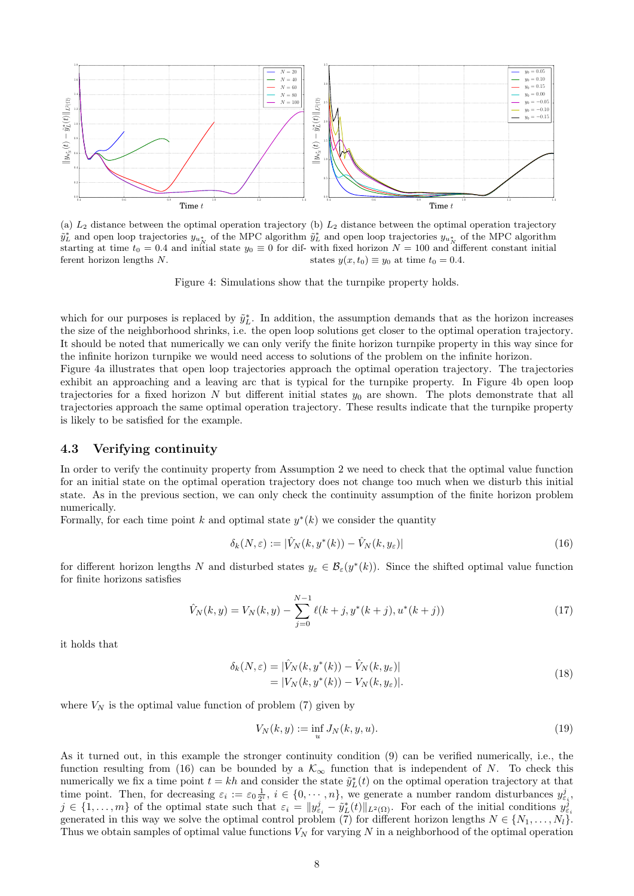(a) $L_2$ distance between the optimal operation trajectory $\tilde{y}_L^*$ and open loop trajectories $y_{u_N^*}$ of the MPC algorithm starting at time $t_0 = 0.4$ and initial state $y_0 \equiv 0$ for different horizon lengths $N$.

(b) $L_2$ distance between the optimal operation trajectory $\tilde{y}_L^*$ and open loop trajectories $y_{u_N^*}$ of the MPC algorithm with fixed horizon $N = 100$ and different constant initial states $y(x, t_0) \equiv y_0$ at time $t_0 = 0.4$.

Figure 4: Simulations show that the turnpike property holds.

which for our purposes is replaced by $\tilde{y}_L^*$. In addition, the assumption demands that as the horizon increases the size of the neighborhood shrinks, i.e. the open loop solutions get closer to the optimal operation trajectory. It should be noted that numerically we can only verify the finite horizon turnpike property in this way since for the infinite horizon turnpike we would need access to solutions of the problem on the infinite horizon.

Figure 4a illustrates that open loop trajectories approach the optimal operation trajectory. The trajectories exhibit an approaching and a leaving arc that is typical for the turnpike property. In Figure 4b open loop trajectories for a fixed horizon $N$ but different initial states $y_0$ are shown. The plots demonstrate that all trajectories approach the same optimal operation trajectory. These results indicate that the turnpike property is likely to be satisfied for the example.

### 4.3 Verifying continuity

In order to verify the continuity property from Assumption 2 we need to check that the optimal value function for an initial state on the optimal operation trajectory does not change too much when we disturb this initial state. As in the previous section, we can only check the continuity assumption of the finite horizon problem numerically.

Formally, for each time point $k$ and optimal state $y^*(k)$ we consider the quantity

$$\delta_k(N, \varepsilon) := |\hat{V}_N(k, y^*(k)) - \hat{V}_N(k, y_\varepsilon)| \tag{16}$$

for different horizon lengths $N$ and disturbed states $y_\varepsilon \in \mathcal{B}_\varepsilon(y^*(k))$. Since the shifted optimal value function for finite horizons satisfies

$$\hat{V}_N(k, y) = V_N(k, y) - \sum_{j=0}^{N-1} \ell(k + j, y^*(k + j), u^*(k + j)) \tag{17}$$

it holds that

$$\begin{aligned} \delta_k(N, \varepsilon) &= |\hat{V}_N(k, y^*(k)) - \hat{V}_N(k, y_\varepsilon)| \\ &= |V_N(k, y^*(k)) - V_N(k, y_\varepsilon)|. \end{aligned} \tag{18}$$

where $V_N$ is the optimal value function of problem (7) given by

$$V_N(k, y) := \inf_u J_N(k, y, u). \tag{19}$$

As it turned out, in this example the stronger continuity condition (9) can be verified numerically, i.e., the function resulting from (16) can be bounded by a $\mathcal{K}_\infty$ function that is independent of $N$. To check this numerically we fix a time point $t = kh$ and consider the state $\tilde{y}_L^*(t)$ on the optimal operation trajectory at that time point. Then, for decreasing $\varepsilon_i := \varepsilon_0 \frac{1}{2^i}$, $i \in \{0, \cdots, n\}$, we generate a number random disturbances $y_{\varepsilon_i}^j$, $j \in \{1, \ldots, m\}$ of the optimal state such that $\varepsilon_i = \|y_{\varepsilon_i}^j - \tilde{y}_L^*(t)\|_{L^2(\Omega)}$. For each of the initial conditions $y_{\varepsilon_i}^j$ generated in this way we solve the optimal control problem (7) for different horizon lengths $N \in \{N_1, \ldots, N_l\}$. Thus we obtain samples of optimal value functions $V_N$ for varying $N$ in a neighborhood of the optimal operation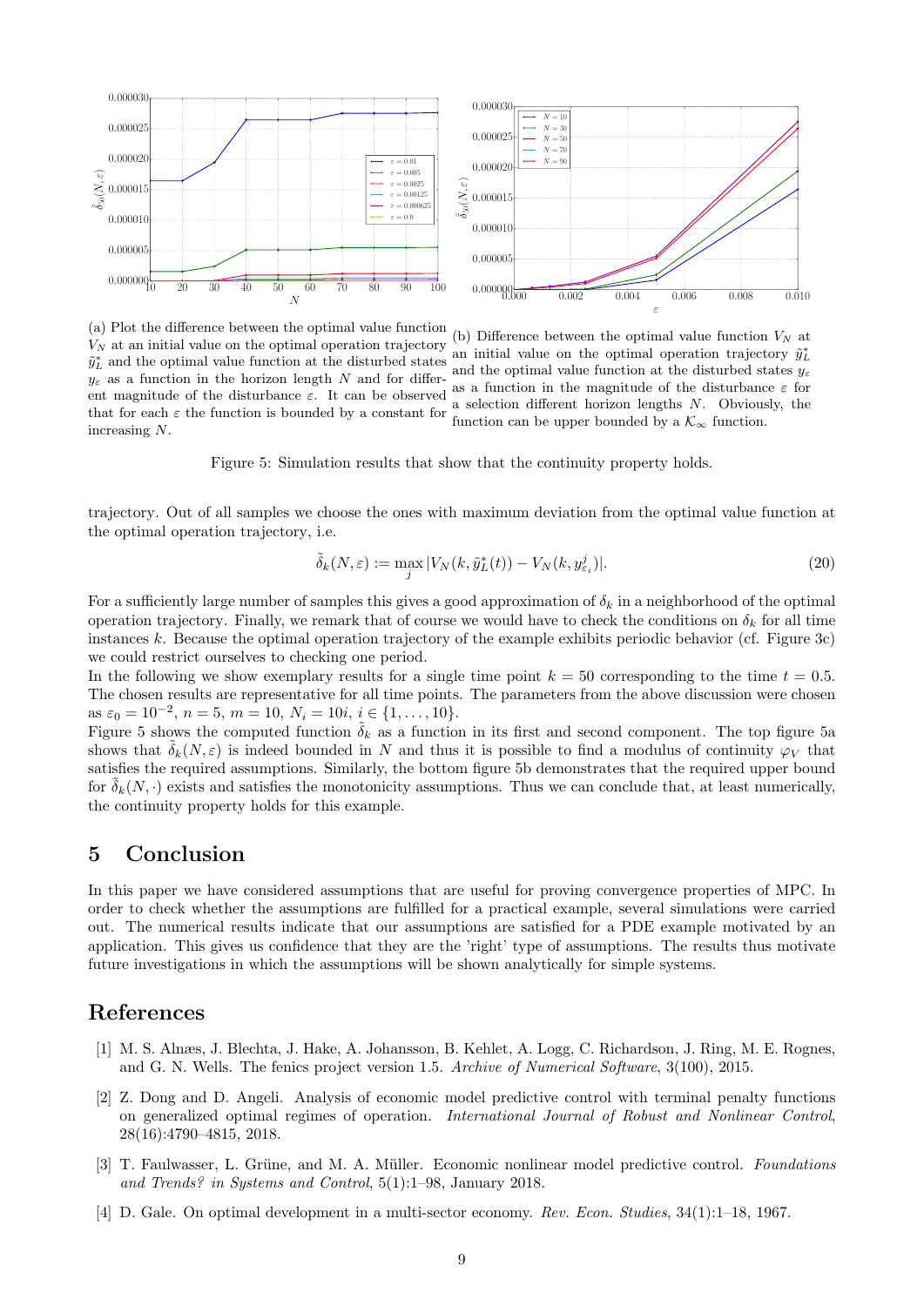(a) Plot the difference between the optimal value function $V_N$ at an initial value on the optimal operation trajectory $\tilde{y}_L^*$ and the optimal value function at the disturbed states $y_\varepsilon$ as a function in the horizon length $N$ and for different magnitude of the disturbance $\varepsilon$. It can be observed that for each $\varepsilon$ the function is bounded by a constant for increasing $N$.

(b) Difference between the optimal value function $V_N$ at an initial value on the optimal operation trajectory $\tilde{y}_L^*$ and the optimal value function at the disturbed states $y_\varepsilon$ as a function in the magnitude of the disturbance $\varepsilon$ for a selection different horizon lengths $N$. Obviously, the function can be upper bounded by a $\mathcal{K}_\infty$ function.

Figure 5: Simulation results that show that the continuity property holds.

trajectory. Out of all samples we choose the ones with maximum deviation from the optimal value function at the optimal operation trajectory, i.e.

$$\tilde{\delta}_k(N,\varepsilon) := \max_j |V_N(k, \tilde{y}_L^*(t)) - V_N(k, y_{\varepsilon_i}^j)|. \tag{20}$$

For a sufficiently large number of samples this gives a good approximation of $\delta_k$ in a neighborhood of the optimal operation trajectory. Finally, we remark that of course we would have to check the conditions on $\delta_k$ for all time instances $k$. Because the optimal operation trajectory of the example exhibits periodic behavior (cf. Figure 3c) we could restrict ourselves to checking one period.

In the following we show exemplary results for a single time point $k = 50$ corresponding to the time $t = 0.5$. The chosen results are representative for all time points. The parameters from the above discussion were chosen as $\varepsilon_0 = 10^{-2}$, $n = 5$, $m = 10$, $N_i = 10i$, $i \in \{1, \ldots, 10\}$.

Figure 5 shows the computed function $\tilde{\delta}_k$ as a function in its first and second component. The top figure 5a shows that $\tilde{\delta}_k(N,\varepsilon)$ is indeed bounded in $N$ and thus it is possible to find a modulus of continuity $\varphi_V$ that satisfies the required assumptions. Similarly, the bottom figure 5b demonstrates that the required upper bound for $\tilde{\delta}_k(N,\cdot)$ exists and satisfies the monotonicity assumptions. Thus we can conclude that, at least numerically, the continuity property holds for this example.

## 5 Conclusion

In this paper we have considered assumptions that are useful for proving convergence properties of MPC. In order to check whether the assumptions are fulfilled for a practical example, several simulations were carried out. The numerical results indicate that our assumptions are satisfied for a PDE example motivated by an application. This gives us confidence that they are the 'right' type of assumptions. The results thus motivate future investigations in which the assumptions will be shown analytically for simple systems.

## References

[1] M. S. Alnæs, J. Blechta, J. Hake, A. Johansson, B. Kehlet, A. Logg, C. Richardson, J. Ring, M. E. Rognes, and G. N. Wells. The fenics project version 1.5. *Archive of Numerical Software*, 3(100), 2015.

[2] Z. Dong and D. Angeli. Analysis of economic model predictive control with terminal penalty functions on generalized optimal regimes of operation. *International Journal of Robust and Nonlinear Control*, 28(16):4790–4815, 2018.

[3] T. Faulwasser, L. Grüne, and M. A. Müller. Economic nonlinear model predictive control. *Foundations and Trends? in Systems and Control*, 5(1):1–98, January 2018.

[4] D. Gale. On optimal development in a multi-sector economy. *Rev. Econ. Studies*, 34(1):1–18, 1967.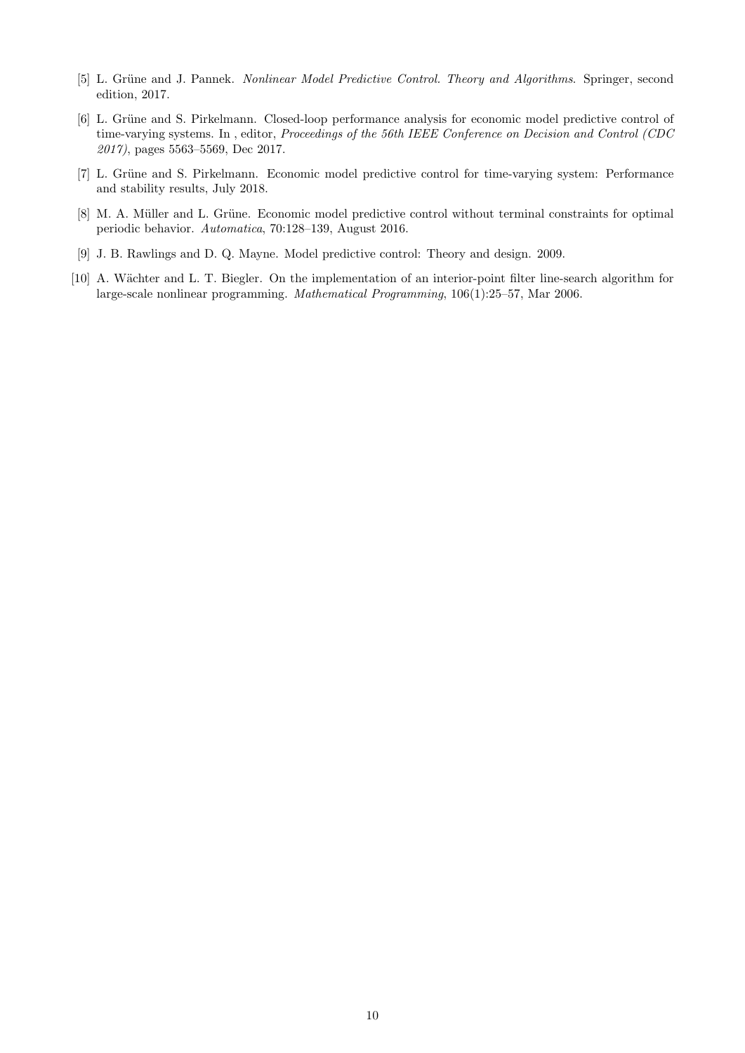[5] L. Grüne and J. Pannek. *Nonlinear Model Predictive Control. Theory and Algorithms*. Springer, second edition, 2017.

[6] L. Grüne and S. Pirkelmann. Closed-loop performance analysis for economic model predictive control of time-varying systems. In , editor, *Proceedings of the 56th IEEE Conference on Decision and Control (CDC 2017)*, pages 5563–5569, Dec 2017.

[7] L. Grüne and S. Pirkelmann. Economic model predictive control for time-varying system: Performance and stability results, July 2018.

[8] M. A. Müller and L. Grüne. Economic model predictive control without terminal constraints for optimal periodic behavior. *Automatica*, 70:128–139, August 2016.

[9] J. B. Rawlings and D. Q. Mayne. Model predictive control: Theory and design. 2009.

[10] A. Wächter and L. T. Biegler. On the implementation of an interior-point filter line-search algorithm for large-scale nonlinear programming. *Mathematical Programming*, 106(1):25–57, Mar 2006.